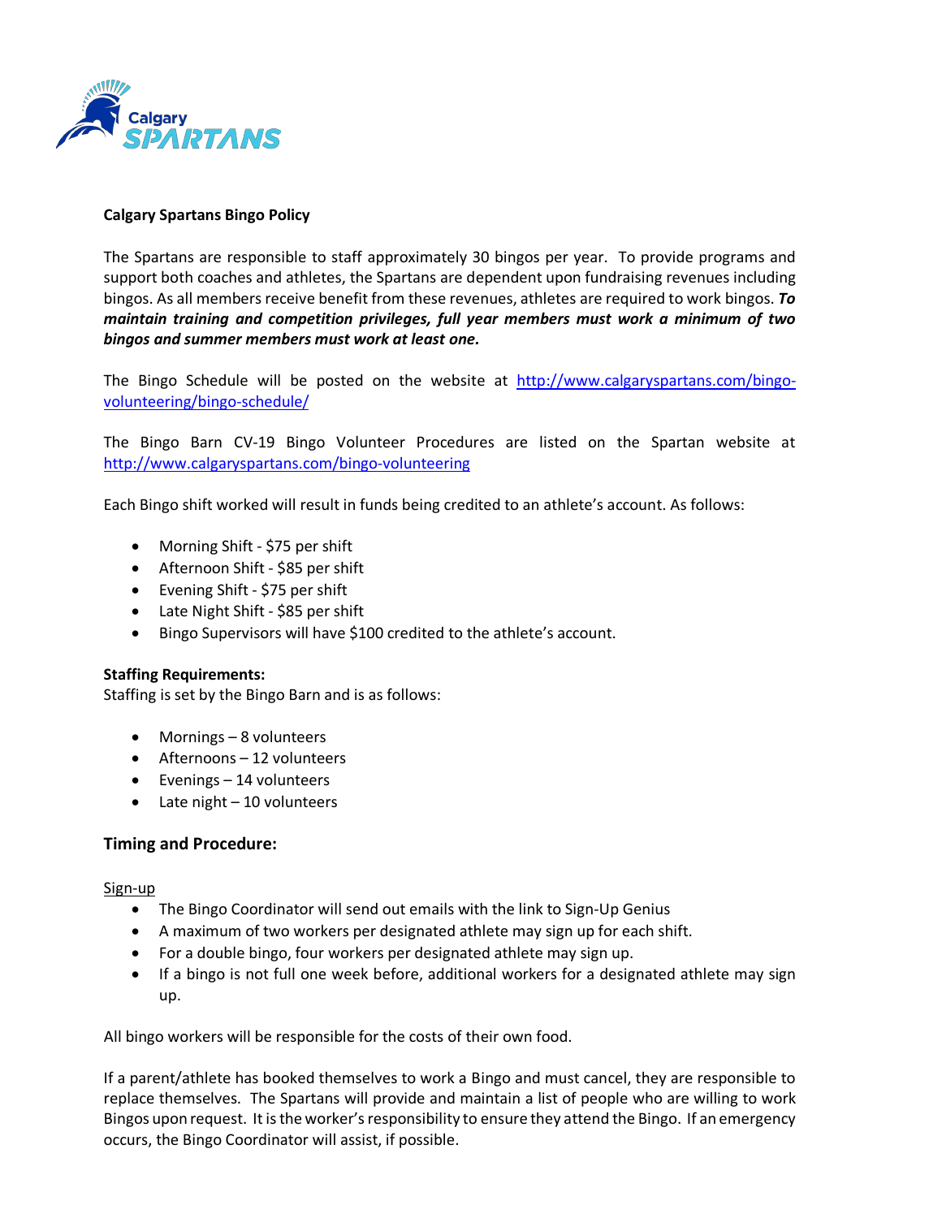**Calgary Spartans Bingo Policy**

The Spartans are responsible to staff approximately 30 bingos per year. To provide programs and support both coaches and athletes, the Spartans are dependent upon fundraising revenues including bingos. As all members receive benefit from these revenues, athletes are required to work bingos. ***To maintain training and competition privileges, full year members must work a minimum of two bingos and summer members must work at least one.***

The Bingo Schedule will be posted on the website at [http://www.calgaryspartans.com/bingo-volunteering/bingo-schedule/](http://www.calgaryspartans.com/bingo-volunteering/bingo-schedule/)

The Bingo Barn CV-19 Bingo Volunteer Procedures are listed on the Spartan website at [http://www.calgaryspartans.com/bingo-volunteering](http://www.calgaryspartans.com/bingo-volunteering)

Each Bingo shift worked will result in funds being credited to an athlete's account. As follows:

- Morning Shift - $75 per shift
- Afternoon Shift - $85 per shift
- Evening Shift - $75 per shift
- Late Night Shift - $85 per shift
- Bingo Supervisors will have $100 credited to the athlete's account.

**Staffing Requirements:**
Staffing is set by the Bingo Barn and is as follows:

- Mornings – 8 volunteers
- Afternoons – 12 volunteers
- Evenings – 14 volunteers
- Late night – 10 volunteers

## Timing and Procedure:

Sign-up

- The Bingo Coordinator will send out emails with the link to Sign-Up Genius
- A maximum of two workers per designated athlete may sign up for each shift.
- For a double bingo, four workers per designated athlete may sign up.
- If a bingo is not full one week before, additional workers for a designated athlete may sign up.

All bingo workers will be responsible for the costs of their own food.

If a parent/athlete has booked themselves to work a Bingo and must cancel, they are responsible to replace themselves. The Spartans will provide and maintain a list of people who are willing to work Bingos upon request. It is the worker's responsibility to ensure they attend the Bingo. If an emergency occurs, the Bingo Coordinator will assist, if possible.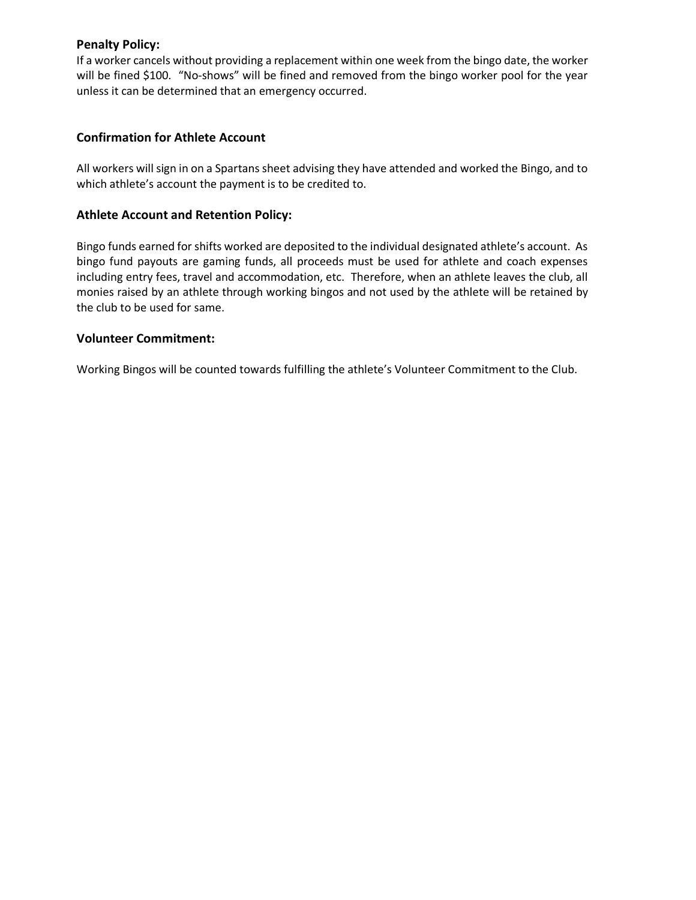**Penalty Policy:**
If a worker cancels without providing a replacement within one week from the bingo date, the worker will be fined $100. "No-shows" will be fined and removed from the bingo worker pool for the year unless it can be determined that an emergency occurred.

## Confirmation for Athlete Account

All workers will sign in on a Spartans sheet advising they have attended and worked the Bingo, and to which athlete's account the payment is to be credited to.

## Athlete Account and Retention Policy:

Bingo funds earned for shifts worked are deposited to the individual designated athlete's account. As bingo fund payouts are gaming funds, all proceeds must be used for athlete and coach expenses including entry fees, travel and accommodation, etc. Therefore, when an athlete leaves the club, all monies raised by an athlete through working bingos and not used by the athlete will be retained by the club to be used for same.

## Volunteer Commitment:

Working Bingos will be counted towards fulfilling the athlete's Volunteer Commitment to the Club.